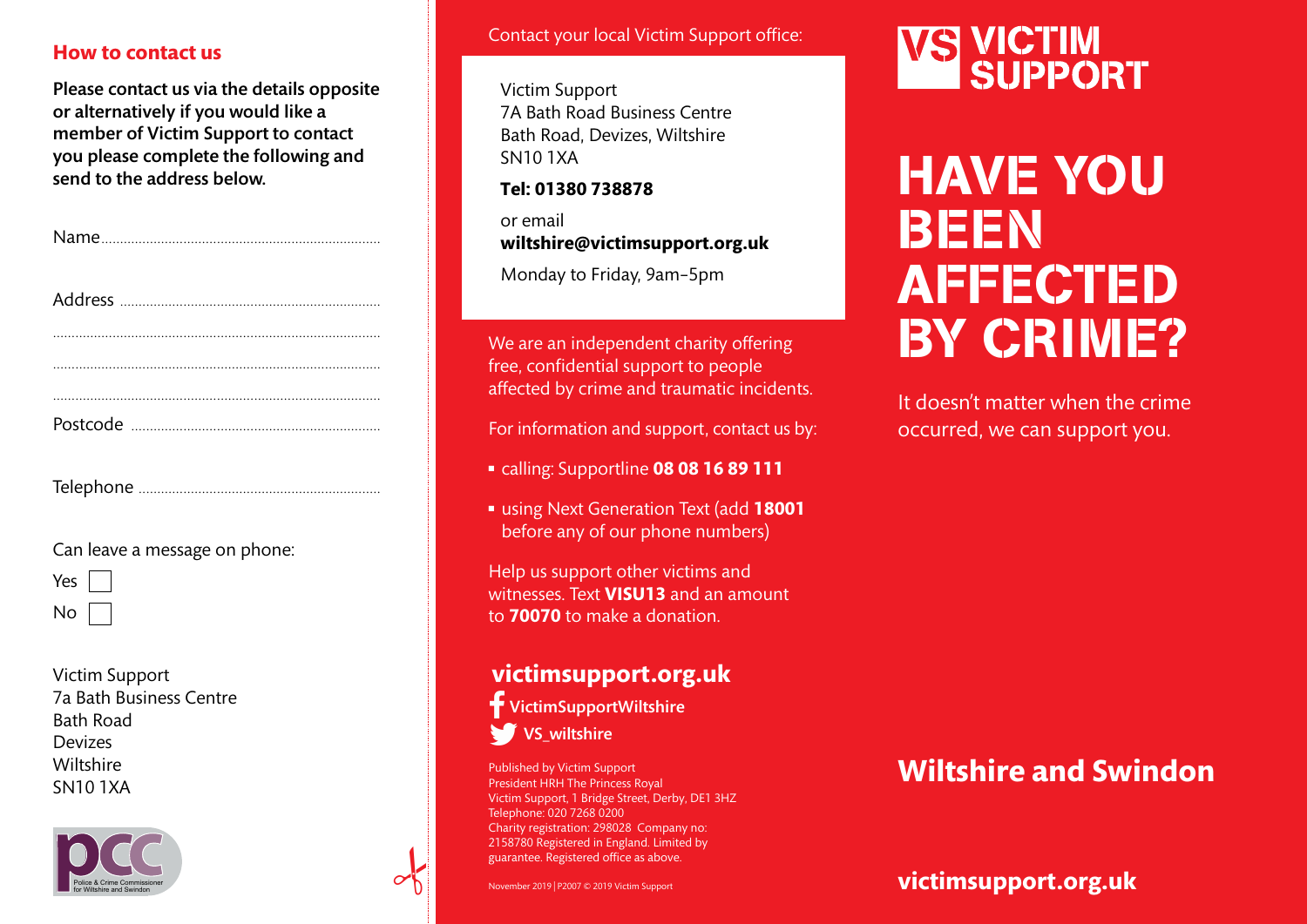## How to contact us

**Please contact us via the details opposite or alternatively if you would like a member of Victim Support to contact you please complete the following and send to the address below.**

Name..........................................................................

Address ......................................................................

.....................................................................................

.....................................................................................

.....................................................................................

Postcode ...................................................................

Telephone .................................................................

Can leave a message on phone:

Yes ☐

No ☐

Victim Support
7a Bath Business Centre
Bath Road
Devizes
Wiltshire
SN10 1XA

Police & Crime Commissioner for Wiltshire and Swindon

Contact your local Victim Support office:

Victim Support
7A Bath Road Business Centre
Bath Road, Devizes, Wiltshire
SN10 1XA

**Tel: 01380 738878**

or email
**wiltshire@victimsupport.org.uk**

Monday to Friday, 9am–5pm

We are an independent charity offering free, confidential support to people affected by crime and traumatic incidents.

For information and support, contact us by:

- calling: Supportline **08 08 16 89 111**
- using Next Generation Text (add **18001** before any of our phone numbers)

Help us support other victims and witnesses. Text **VISU13** and an amount to **70070** to make a donation.

## victimsupport.org.uk

**VictimSupportWiltshire**

**VS_wiltshire**

Published by Victim Support
President HRH The Princess Royal
Victim Support, 1 Bridge Street, Derby, DE1 3HZ
Telephone: 020 7268 0200
Charity registration: 298028 Company no: 2158780 Registered in England. Limited by guarantee. Registered office as above.

November 2019 | P2007 © 2019 Victim Support

VS VICTIM SUPPORT

# HAVE YOU BEEN AFFECTED BY CRIME?

It doesn't matter when the crime occurred, we can support you.

## Wiltshire and Swindon

**victimsupport.org.uk**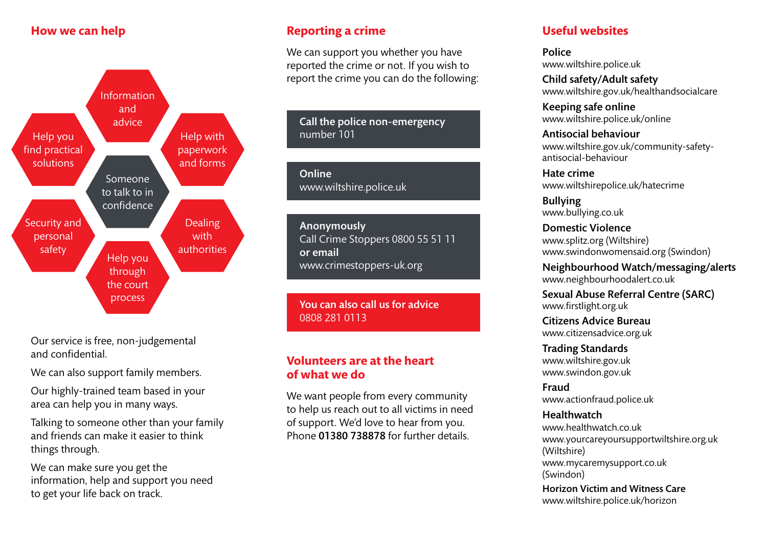## How we can help

- Information and advice
- Help you find practical solutions
- Help with paperwork and forms
- Someone to talk to in confidence
- Security and personal safety
- Dealing with authorities
- Help you through the court process

Our service is free, non-judgemental and confidential.

We can also support family members.

Our highly-trained team based in your area can help you in many ways.

Talking to someone other than your family and friends can make it easier to think things through.

We can make sure you get the information, help and support you need to get your life back on track.

## Reporting a crime

We can support you whether you have reported the crime or not. If you wish to report the crime you can do the following:

**Call the police non-emergency**
number 101

**Online**
www.wiltshire.police.uk

**Anonymously**
Call Crime Stoppers 0800 55 51 11
**or email**
www.crimestoppers-uk.org

**You can also call us for advice**
0808 281 0113

## Volunteers are at the heart of what we do

We want people from every community to help us reach out to all victims in need of support. We'd love to hear from you. Phone **01380 738878** for further details.

## Useful websites

**Police**
www.wiltshire.police.uk

**Child safety/Adult safety**
www.wiltshire.gov.uk/healthandsocialcare

**Keeping safe online**
www.wiltshire.police.uk/online

**Antisocial behaviour**
www.wiltshire.gov.uk/community-safety-antisocial-behaviour

**Hate crime**
www.wiltshirepolice.uk/hatecrime

**Bullying**
www.bullying.co.uk

**Domestic Violence**
www.splitz.org (Wiltshire)
www.swindonwomensaid.org (Swindon)

**Neighbourhood Watch/messaging/alerts**
www.neighbourhoodalert.co.uk

**Sexual Abuse Referral Centre (SARC)**
www.firstlight.org.uk

**Citizens Advice Bureau**
www.citizensadvice.org.uk

**Trading Standards**
www.wiltshire.gov.uk
www.swindon.gov.uk

**Fraud**
www.actionfraud.police.uk

**Healthwatch**
www.healthwatch.co.uk
www.yourcareyoursupportwiltshire.org.uk (Wiltshire)
www.mycaremysupport.co.uk (Swindon)

**Horizon Victim and Witness Care**
www.wiltshire.police.uk/horizon